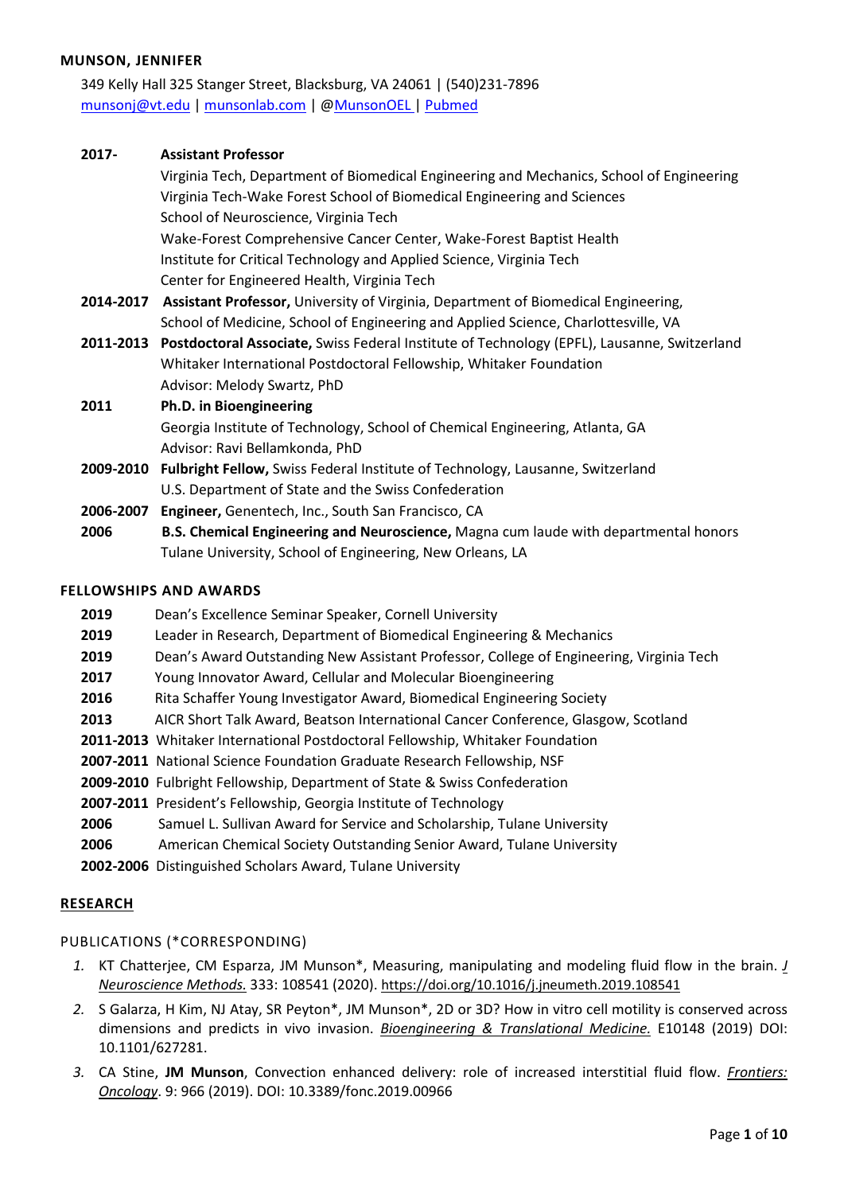**MUNSON, JENNIFER**

349 Kelly Hall 325 Stanger Street, Blacksburg, VA 24061 | (540)231-7896
munsonj@vt.edu | munsonlab.com | @MunsonOEL | Pubmed

**2017-** **Assistant Professor**
Virginia Tech, Department of Biomedical Engineering and Mechanics, School of Engineering
Virginia Tech-Wake Forest School of Biomedical Engineering and Sciences
School of Neuroscience, Virginia Tech
Wake-Forest Comprehensive Cancer Center, Wake-Forest Baptist Health
Institute for Critical Technology and Applied Science, Virginia Tech
Center for Engineered Health, Virginia Tech

**2014-2017** **Assistant Professor,** University of Virginia, Department of Biomedical Engineering, School of Medicine, School of Engineering and Applied Science, Charlottesville, VA

**2011-2013** **Postdoctoral Associate,** Swiss Federal Institute of Technology (EPFL), Lausanne, Switzerland
Whitaker International Postdoctoral Fellowship, Whitaker Foundation
Advisor: Melody Swartz, PhD

**2011** **Ph.D. in Bioengineering**
Georgia Institute of Technology, School of Chemical Engineering, Atlanta, GA
Advisor: Ravi Bellamkonda, PhD

**2009-2010** **Fulbright Fellow,** Swiss Federal Institute of Technology, Lausanne, Switzerland
U.S. Department of State and the Swiss Confederation

**2006-2007** **Engineer,** Genentech, Inc., South San Francisco, CA

**2006** **B.S. Chemical Engineering and Neuroscience,** Magna cum laude with departmental honors
Tulane University, School of Engineering, New Orleans, LA

## FELLOWSHIPS AND AWARDS

**2019** Dean's Excellence Seminar Speaker, Cornell University
**2019** Leader in Research, Department of Biomedical Engineering & Mechanics
**2019** Dean's Award Outstanding New Assistant Professor, College of Engineering, Virginia Tech
**2017** Young Innovator Award, Cellular and Molecular Bioengineering
**2016** Rita Schaffer Young Investigator Award, Biomedical Engineering Society
**2013** AICR Short Talk Award, Beatson International Cancer Conference, Glasgow, Scotland
**2011-2013** Whitaker International Postdoctoral Fellowship, Whitaker Foundation
**2007-2011** National Science Foundation Graduate Research Fellowship, NSF
**2009-2010** Fulbright Fellowship, Department of State & Swiss Confederation
**2007-2011** President's Fellowship, Georgia Institute of Technology
**2006** Samuel L. Sullivan Award for Service and Scholarship, Tulane University
**2006** American Chemical Society Outstanding Senior Award, Tulane University
**2002-2006** Distinguished Scholars Award, Tulane University

## RESEARCH

### PUBLICATIONS (*CORRESPONDING)

1. KT Chatterjee, CM Esparza, JM Munson*, Measuring, manipulating and modeling fluid flow in the brain. *J Neuroscience Methods.* 333: 108541 (2020). https://doi.org/10.1016/j.jneumeth.2019.108541
2. S Galarza, H Kim, NJ Atay, SR Peyton*, JM Munson*, 2D or 3D? How in vitro cell motility is conserved across dimensions and predicts in vivo invasion. *Bioengineering & Translational Medicine.* E10148 (2019) DOI: 10.1101/627281.
3. CA Stine, **JM Munson**, Convection enhanced delivery: role of increased interstitial fluid flow. *Frontiers: Oncology*. 9: 966 (2019). DOI: 10.3389/fonc.2019.00966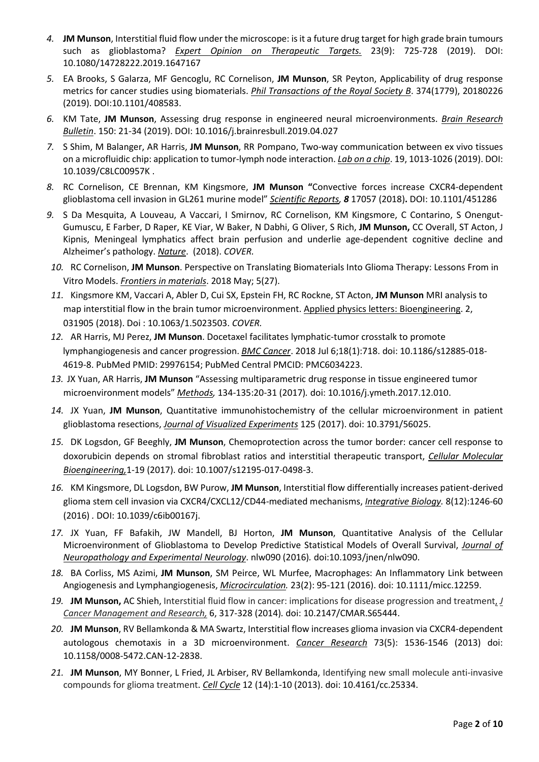4. **JM Munson**, Interstitial fluid flow under the microscope: is it a future drug target for high grade brain tumours such as glioblastoma? *Expert Opinion on Therapeutic Targets.* 23(9): 725-728 (2019). DOI: 10.1080/14728222.2019.1647167
5. EA Brooks, S Galarza, MF Gencoglu, RC Cornelison, **JM Munson**, SR Peyton, Applicability of drug response metrics for cancer studies using biomaterials. *Phil Transactions of the Royal Society B*. 374(1779), 20180226 (2019). DOI:10.1101/408583.
6. KM Tate, **JM Munson**, Assessing drug response in engineered neural microenvironments. *Brain Research Bulletin*. 150: 21-34 (2019). DOI: 10.1016/j.brainresbull.2019.04.027
7. S Shim, M Balanger, AR Harris, **JM Munson**, RR Pompano, Two-way communication between ex vivo tissues on a microfluidic chip: application to tumor-lymph node interaction. *Lab on a chip*. 19, 1013-1026 (2019). DOI: 10.1039/C8LC00957K .
8. RC Cornelison, CE Brennan, KM Kingsmore, **JM Munson "**Convective forces increase CXCR4-dependent glioblastoma cell invasion in GL261 murine model" *Scientific Reports,* ***8*** 17057 (2018)**.** DOI: 10.1101/451286
9. S Da Mesquita, A Louveau, A Vaccari, I Smirnov, RC Cornelison, KM Kingsmore, C Contarino, S Onengut-Gumuscu, E Farber, D Raper, KE Viar, W Baker, N Dabhi, G Oliver, S Rich, **JM Munson,** CC Overall, ST Acton, J Kipnis, Meningeal lymphatics affect brain perfusion and underlie age-dependent cognitive decline and Alzheimer's pathology. *Nature*. (2018). *COVER.*
10. RC Cornelison, **JM Munson**. Perspective on Translating Biomaterials Into Glioma Therapy: Lessons From in Vitro Models. *Frontiers in materials*. 2018 May; 5(27).
11. Kingsmore KM, Vaccari A, Abler D, Cui SX, Epstein FH, RC Rockne, ST Acton, **JM Munson** MRI analysis to map interstitial flow in the brain tumor microenvironment. Applied physics letters: Bioengineering. 2, 031905 (2018). Doi : 10.1063/1.5023503. *COVER.*
12. AR Harris, MJ Perez, **JM Munson**. Docetaxel facilitates lymphatic-tumor crosstalk to promote lymphangiogenesis and cancer progression. *BMC Cancer*. 2018 Jul 6;18(1):718. doi: 10.1186/s12885-018-4619-8. PubMed PMID: 29976154; PubMed Central PMCID: PMC6034223.
13. JX Yuan, AR Harris, **JM Munson** "Assessing multiparametric drug response in tissue engineered tumor microenvironment models" *Methods,* 134-135:20-31 (2017). doi: 10.1016/j.ymeth.2017.12.010.
14. JX Yuan, **JM Munson**, Quantitative immunohistochemistry of the cellular microenvironment in patient glioblastoma resections, *Journal of Visualized Experiments* 125 (2017). doi: 10.3791/56025.
15. DK Logsdon, GF Beeghly, **JM Munson**, Chemoprotection across the tumor border: cancer cell response to doxorubicin depends on stromal fibroblast ratios and interstitial therapeutic transport, *Cellular Molecular Bioengineering,*1-19 (2017). doi: 10.1007/s12195-017-0498-3.
16. KM Kingsmore, DL Logsdon, BW Purow, **JM Munson**, Interstitial flow differentially increases patient-derived glioma stem cell invasion via CXCR4/CXCL12/CD44-mediated mechanisms, *Integrative Biology.* 8(12):1246-60 (2016) . DOI: 10.1039/c6ib00167j.
17. JX Yuan, FF Bafakih, JW Mandell, BJ Horton, **JM Munson**, Quantitative Analysis of the Cellular Microenvironment of Glioblastoma to Develop Predictive Statistical Models of Overall Survival, *Journal of Neuropathology and Experimental Neurology*. nlw090 (2016). doi:10.1093/jnen/nlw090.
18. BA Corliss, MS Azimi, **JM Munson**, SM Peirce, WL Murfee, Macrophages: An Inflammatory Link between Angiogenesis and Lymphangiogenesis, *Microcirculation.* 23(2): 95-121 (2016). doi: 10.1111/micc.12259.
19. **JM Munson,** AC Shieh, Interstitial fluid flow in cancer: implications for disease progression and treatment, *J Cancer Management and Research,* 6, 317-328 (2014). doi: 10.2147/CMAR.S65444.
20. **JM Munson**, RV Bellamkonda & MA Swartz, Interstitial flow increases glioma invasion via CXCR4-dependent autologous chemotaxis in a 3D microenvironment. *Cancer Research* 73(5): 1536-1546 (2013) doi: 10.1158/0008-5472.CAN-12-2838.
21. **JM Munson**, MY Bonner, L Fried, JL Arbiser, RV Bellamkonda, Identifying new small molecule anti-invasive compounds for glioma treatment. *Cell Cycle* 12 (14):1-10 (2013). doi: 10.4161/cc.25334.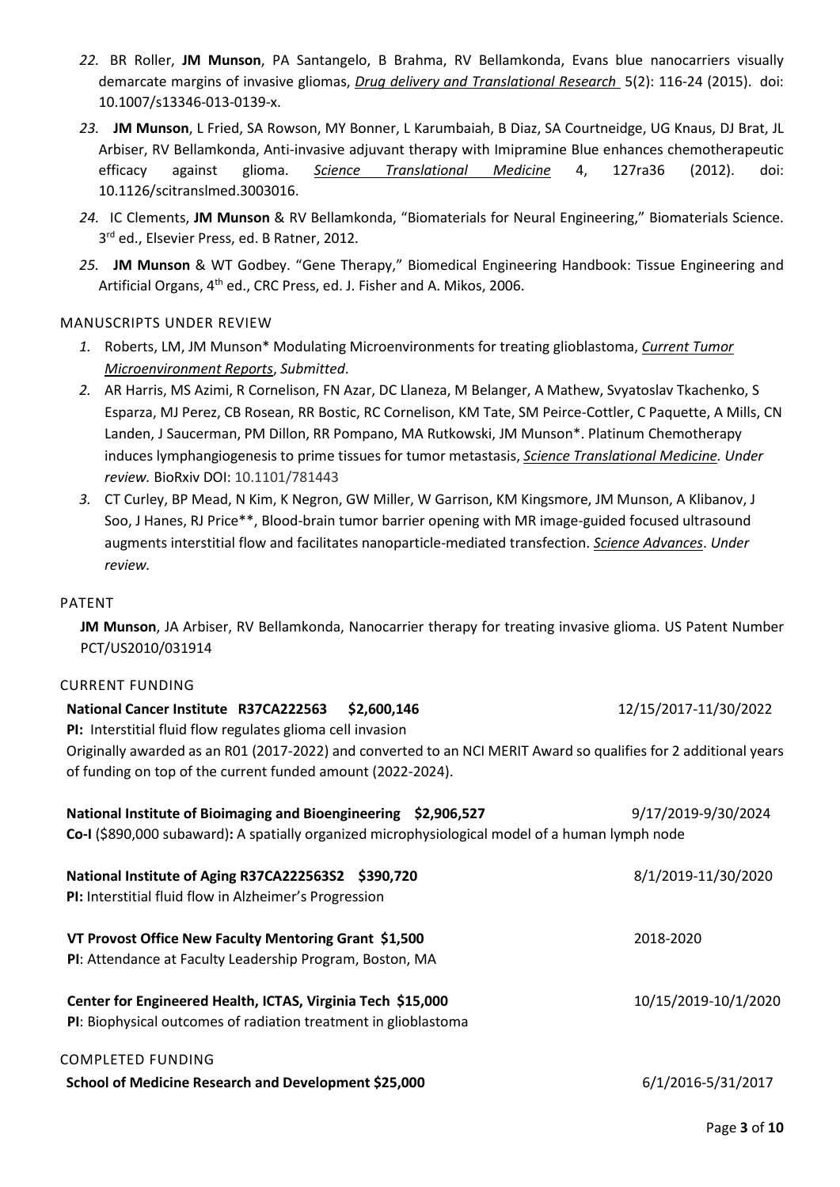22. BR Roller, **JM Munson**, PA Santangelo, B Brahma, RV Bellamkonda, Evans blue nanocarriers visually demarcate margins of invasive gliomas, ***Drug delivery and Translational Research*** 5(2): 116-24 (2015). doi: 10.1007/s13346-013-0139-x.

23. **JM Munson**, L Fried, SA Rowson, MY Bonner, L Karumbaiah, B Diaz, SA Courtneidge, UG Knaus, DJ Brat, JL Arbiser, RV Bellamkonda, Anti-invasive adjuvant therapy with Imipramine Blue enhances chemotherapeutic efficacy against glioma. *Science Translational Medicine* 4, 127ra36 (2012). doi: 10.1126/scitranslmed.3003016.

24. IC Clements, **JM Munson** & RV Bellamkonda, "Biomaterials for Neural Engineering," Biomaterials Science. 3rd ed., Elsevier Press, ed. B Ratner, 2012.

25. **JM Munson** & WT Godbey. "Gene Therapy," Biomedical Engineering Handbook: Tissue Engineering and Artificial Organs, 4th ed., CRC Press, ed. J. Fisher and A. Mikos, 2006.

## MANUSCRIPTS UNDER REVIEW

1. Roberts, LM, JM Munson* Modulating Microenvironments for treating glioblastoma, *Current Tumor Microenvironment Reports*, *Submitted*.
2. AR Harris, MS Azimi, R Cornelison, FN Azar, DC Llaneza, M Belanger, A Mathew, Svyatoslav Tkachenko, S Esparza, MJ Perez, CB Rosean, RR Bostic, RC Cornelison, KM Tate, SM Peirce-Cottler, C Paquette, A Mills, CN Landen, J Saucerman, PM Dillon, RR Pompano, MA Rutkowski, JM Munson*. Platinum Chemotherapy induces lymphangiogenesis to prime tissues for tumor metastasis, ***Science Translational Medicine***. *Under review.* BioRxiv DOI: 10.1101/781443
3. CT Curley, BP Mead, N Kim, K Negron, GW Miller, W Garrison, KM Kingsmore, JM Munson, A Klibanov, J Soo, J Hanes, RJ Price**, Blood-brain tumor barrier opening with MR image-guided focused ultrasound augments interstitial flow and facilitates nanoparticle-mediated transfection. ***Science Advances***. *Under review.*

## PATENT

**JM Munson**, JA Arbiser, RV Bellamkonda, Nanocarrier therapy for treating invasive glioma. US Patent Number PCT/US2010/031914

## CURRENT FUNDING

**National Cancer Institute R37CA222563 $2,600,146** — 12/15/2017-11/30/2022
**PI:** Interstitial fluid flow regulates glioma cell invasion
Originally awarded as an R01 (2017-2022) and converted to an NCI MERIT Award so qualifies for 2 additional years of funding on top of the current funded amount (2022-2024).

**National Institute of Bioimaging and Bioengineering $2,906,527** — 9/17/2019-9/30/2024
**Co-I** ($890,000 subaward)**:** A spatially organized microphysiological model of a human lymph node

**National Institute of Aging R37CA222563S2 $390,720** — 8/1/2019-11/30/2020
**PI:** Interstitial fluid flow in Alzheimer's Progression

**VT Provost Office New Faculty Mentoring Grant $1,500** — 2018-2020
**PI**: Attendance at Faculty Leadership Program, Boston, MA

**Center for Engineered Health, ICTAS, Virginia Tech $15,000** — 10/15/2019-10/1/2020
**PI**: Biophysical outcomes of radiation treatment in glioblastoma

## COMPLETED FUNDING

**School of Medicine Research and Development $25,000** — 6/1/2016-5/31/2017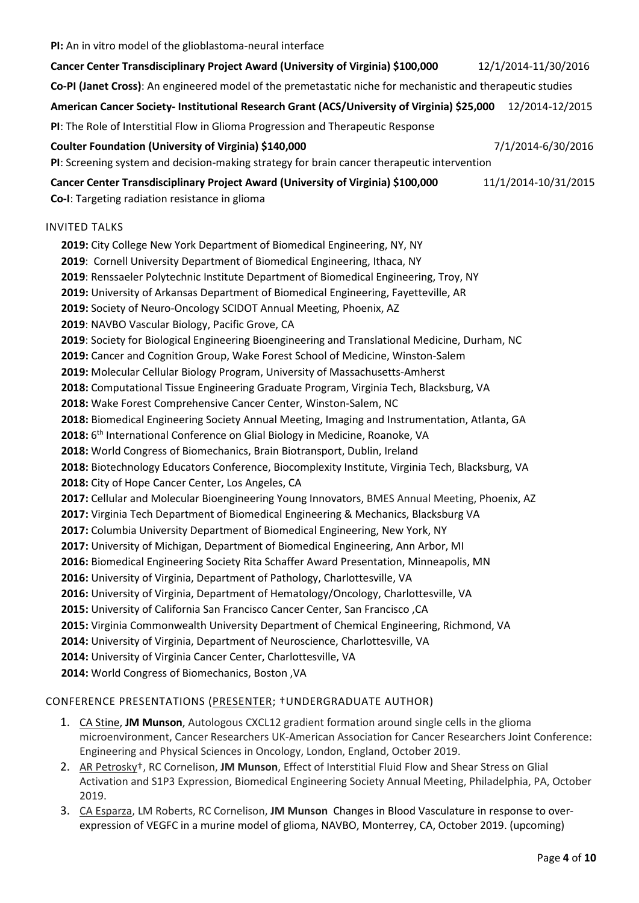**PI:** An in vitro model of the glioblastoma-neural interface

**Cancer Center Transdisciplinary Project Award (University of Virginia) $100,000** 12/1/2014-11/30/2016

**Co-PI (Janet Cross)**: An engineered model of the premetastatic niche for mechanistic and therapeutic studies

**American Cancer Society- Institutional Research Grant (ACS/University of Virginia) $25,000** 12/2014-12/2015

**PI**: The Role of Interstitial Flow in Glioma Progression and Therapeutic Response

**Coulter Foundation (University of Virginia) $140,000** 7/1/2014-6/30/2016

**PI**: Screening system and decision-making strategy for brain cancer therapeutic intervention

**Cancer Center Transdisciplinary Project Award (University of Virginia) $100,000** 11/1/2014-10/31/2015

**Co-I**: Targeting radiation resistance in glioma

## INVITED TALKS

**2019:** City College New York Department of Biomedical Engineering, NY, NY
**2019**: Cornell University Department of Biomedical Engineering, Ithaca, NY
**2019**: Renssaeler Polytechnic Institute Department of Biomedical Engineering, Troy, NY
**2019:** University of Arkansas Department of Biomedical Engineering, Fayetteville, AR
**2019:** Society of Neuro-Oncology SCIDOT Annual Meeting, Phoenix, AZ
**2019**: NAVBO Vascular Biology, Pacific Grove, CA
**2019**: Society for Biological Engineering Bioengineering and Translational Medicine, Durham, NC
**2019:** Cancer and Cognition Group, Wake Forest School of Medicine, Winston-Salem
**2019:** Molecular Cellular Biology Program, University of Massachusetts-Amherst
**2018:** Computational Tissue Engineering Graduate Program, Virginia Tech, Blacksburg, VA
**2018:** Wake Forest Comprehensive Cancer Center, Winston-Salem, NC
**2018:** Biomedical Engineering Society Annual Meeting, Imaging and Instrumentation, Atlanta, GA
**2018:** 6th International Conference on Glial Biology in Medicine, Roanoke, VA
**2018:** World Congress of Biomechanics, Brain Biotransport, Dublin, Ireland
**2018:** Biotechnology Educators Conference, Biocomplexity Institute, Virginia Tech, Blacksburg, VA
**2018:** City of Hope Cancer Center, Los Angeles, CA
**2017:** Cellular and Molecular Bioengineering Young Innovators, BMES Annual Meeting, Phoenix, AZ
**2017:** Virginia Tech Department of Biomedical Engineering & Mechanics, Blacksburg VA
**2017:** Columbia University Department of Biomedical Engineering, New York, NY
**2017:** University of Michigan, Department of Biomedical Engineering, Ann Arbor, MI
**2016:** Biomedical Engineering Society Rita Schaffer Award Presentation, Minneapolis, MN
**2016:** University of Virginia, Department of Pathology, Charlottesville, VA
**2016:** University of Virginia, Department of Hematology/Oncology, Charlottesville, VA
**2015:** University of California San Francisco Cancer Center, San Francisco ,CA
**2015:** Virginia Commonwealth University Department of Chemical Engineering, Richmond, VA
**2014:** University of Virginia, Department of Neuroscience, Charlottesville, VA
**2014:** University of Virginia Cancer Center, Charlottesville, VA
**2014:** World Congress of Biomechanics, Boston ,VA

## CONFERENCE PRESENTATIONS (PRESENTER; †UNDERGRADUATE AUTHOR)

1. CA Stine, **JM Munson**, Autologous CXCL12 gradient formation around single cells in the glioma microenvironment, Cancer Researchers UK-American Association for Cancer Researchers Joint Conference: Engineering and Physical Sciences in Oncology, London, England, October 2019.
2. AR Petrosky†, RC Cornelison, **JM Munson**, Effect of Interstitial Fluid Flow and Shear Stress on Glial Activation and S1P3 Expression, Biomedical Engineering Society Annual Meeting, Philadelphia, PA, October 2019.
3. CA Esparza, LM Roberts, RC Cornelison, **JM Munson** Changes in Blood Vasculature in response to over-expression of VEGFC in a murine model of glioma, NAVBO, Monterrey, CA, October 2019. (upcoming)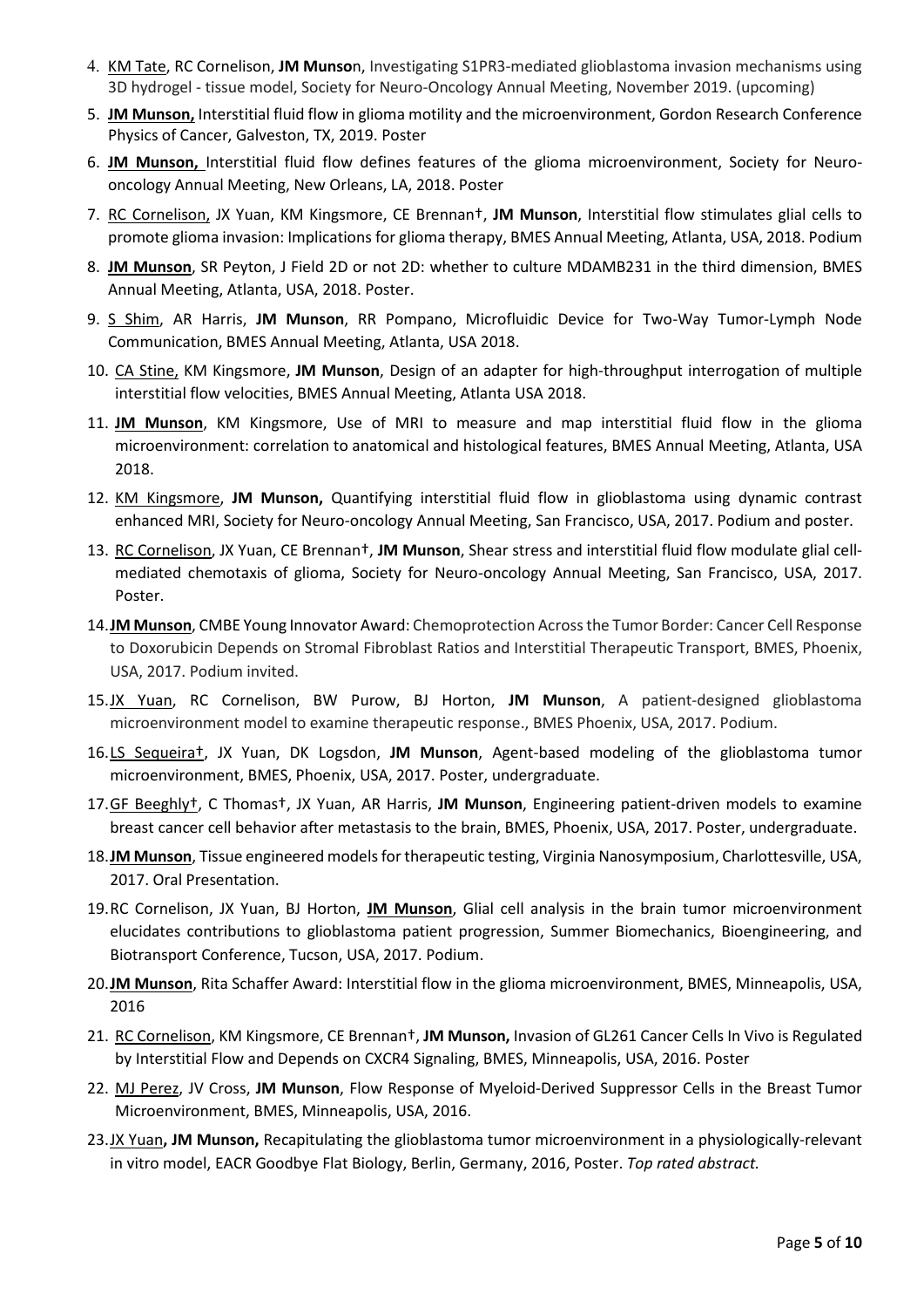4. KM Tate, RC Cornelison, **JM Munso**n, Investigating S1PR3-mediated glioblastoma invasion mechanisms using 3D hydrogel - tissue model, Society for Neuro-Oncology Annual Meeting, November 2019. (upcoming)
5. **JM Munson,** Interstitial fluid flow in glioma motility and the microenvironment, Gordon Research Conference Physics of Cancer, Galveston, TX, 2019. Poster
6. **JM Munson,** Interstitial fluid flow defines features of the glioma microenvironment, Society for Neuro-oncology Annual Meeting, New Orleans, LA, 2018. Poster
7. RC Cornelison, JX Yuan, KM Kingsmore, CE Brennan†, **JM Munson**, Interstitial flow stimulates glial cells to promote glioma invasion: Implications for glioma therapy, BMES Annual Meeting, Atlanta, USA, 2018. Podium
8. **JM Munson**, SR Peyton, J Field 2D or not 2D: whether to culture MDAMB231 in the third dimension, BMES Annual Meeting, Atlanta, USA, 2018. Poster.
9. S Shim, AR Harris, **JM Munson**, RR Pompano, Microfluidic Device for Two-Way Tumor-Lymph Node Communication, BMES Annual Meeting, Atlanta, USA 2018.
10. CA Stine, KM Kingsmore, **JM Munson**, Design of an adapter for high-throughput interrogation of multiple interstitial flow velocities, BMES Annual Meeting, Atlanta USA 2018.
11. **JM Munson**, KM Kingsmore, Use of MRI to measure and map interstitial fluid flow in the glioma microenvironment: correlation to anatomical and histological features, BMES Annual Meeting, Atlanta, USA 2018.
12. KM Kingsmore, **JM Munson,** Quantifying interstitial fluid flow in glioblastoma using dynamic contrast enhanced MRI, Society for Neuro-oncology Annual Meeting, San Francisco, USA, 2017. Podium and poster.
13. RC Cornelison, JX Yuan, CE Brennan†, **JM Munson**, Shear stress and interstitial fluid flow modulate glial cell-mediated chemotaxis of glioma, Society for Neuro-oncology Annual Meeting, San Francisco, USA, 2017. Poster.
14. **JM Munson**, CMBE Young Innovator Award: Chemoprotection Across the Tumor Border: Cancer Cell Response to Doxorubicin Depends on Stromal Fibroblast Ratios and Interstitial Therapeutic Transport, BMES, Phoenix, USA, 2017. Podium invited.
15. JX Yuan, RC Cornelison, BW Purow, BJ Horton, **JM Munson**, A patient-designed glioblastoma microenvironment model to examine therapeutic response., BMES Phoenix, USA, 2017. Podium.
16. LS Sequeira†, JX Yuan, DK Logsdon, **JM Munson**, Agent-based modeling of the glioblastoma tumor microenvironment, BMES, Phoenix, USA, 2017. Poster, undergraduate.
17. GF Beeghly†, C Thomas†, JX Yuan, AR Harris, **JM Munson**, Engineering patient-driven models to examine breast cancer cell behavior after metastasis to the brain, BMES, Phoenix, USA, 2017. Poster, undergraduate.
18. **JM Munson**, Tissue engineered models for therapeutic testing, Virginia Nanosymposium, Charlottesville, USA, 2017. Oral Presentation.
19. RC Cornelison, JX Yuan, BJ Horton, **JM Munson**, Glial cell analysis in the brain tumor microenvironment elucidates contributions to glioblastoma patient progression, Summer Biomechanics, Bioengineering, and Biotransport Conference, Tucson, USA, 2017. Podium.
20. **JM Munson**, Rita Schaffer Award: Interstitial flow in the glioma microenvironment, BMES, Minneapolis, USA, 2016
21. RC Cornelison, KM Kingsmore, CE Brennan†, **JM Munson,** Invasion of GL261 Cancer Cells In Vivo is Regulated by Interstitial Flow and Depends on CXCR4 Signaling, BMES, Minneapolis, USA, 2016. Poster
22. MJ Perez, JV Cross, **JM Munson**, Flow Response of Myeloid-Derived Suppressor Cells in the Breast Tumor Microenvironment, BMES, Minneapolis, USA, 2016.
23. JX Yuan**, JM Munson,** Recapitulating the glioblastoma tumor microenvironment in a physiologically-relevant in vitro model, EACR Goodbye Flat Biology, Berlin, Germany, 2016, Poster. *Top rated abstract.*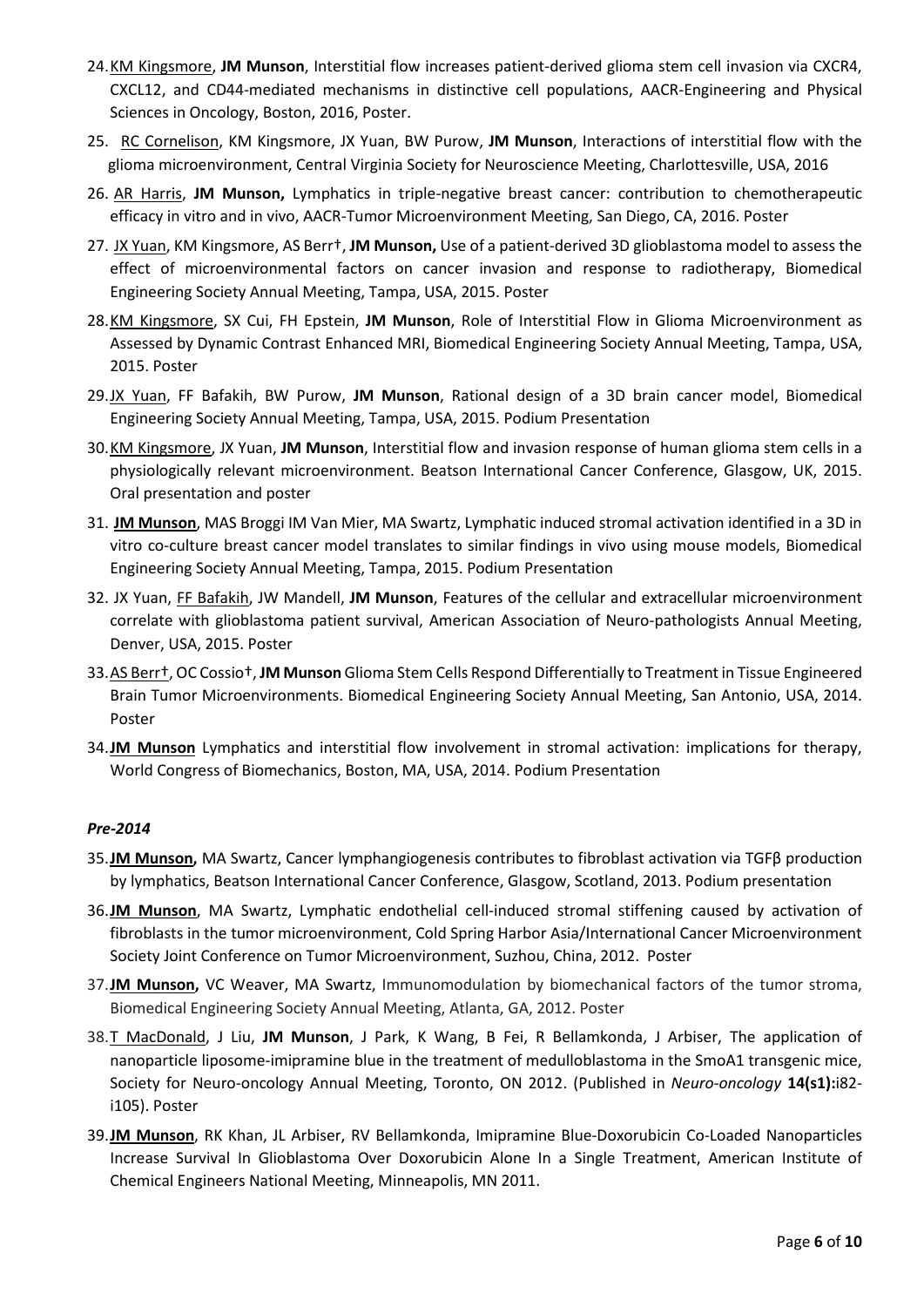24. KM Kingsmore, **JM Munson**, Interstitial flow increases patient-derived glioma stem cell invasion via CXCR4, CXCL12, and CD44-mediated mechanisms in distinctive cell populations, AACR-Engineering and Physical Sciences in Oncology, Boston, 2016, Poster.
25. RC Cornelison, KM Kingsmore, JX Yuan, BW Purow, **JM Munson**, Interactions of interstitial flow with the glioma microenvironment, Central Virginia Society for Neuroscience Meeting, Charlottesville, USA, 2016
26. AR Harris, **JM Munson,** Lymphatics in triple-negative breast cancer: contribution to chemotherapeutic efficacy in vitro and in vivo, AACR-Tumor Microenvironment Meeting, San Diego, CA, 2016. Poster
27. JX Yuan, KM Kingsmore, AS Berr†, **JM Munson,** Use of a patient-derived 3D glioblastoma model to assess the effect of microenvironmental factors on cancer invasion and response to radiotherapy, Biomedical Engineering Society Annual Meeting, Tampa, USA, 2015. Poster
28. KM Kingsmore, SX Cui, FH Epstein, **JM Munson**, Role of Interstitial Flow in Glioma Microenvironment as Assessed by Dynamic Contrast Enhanced MRI, Biomedical Engineering Society Annual Meeting, Tampa, USA, 2015. Poster
29. JX Yuan, FF Bafakih, BW Purow, **JM Munson**, Rational design of a 3D brain cancer model, Biomedical Engineering Society Annual Meeting, Tampa, USA, 2015. Podium Presentation
30. KM Kingsmore, JX Yuan, **JM Munson**, Interstitial flow and invasion response of human glioma stem cells in a physiologically relevant microenvironment. Beatson International Cancer Conference, Glasgow, UK, 2015. Oral presentation and poster
31. **JM Munson**, MAS Broggi IM Van Mier, MA Swartz, Lymphatic induced stromal activation identified in a 3D in vitro co-culture breast cancer model translates to similar findings in vivo using mouse models, Biomedical Engineering Society Annual Meeting, Tampa, 2015. Podium Presentation
32. JX Yuan, FF Bafakih, JW Mandell, **JM Munson**, Features of the cellular and extracellular microenvironment correlate with glioblastoma patient survival, American Association of Neuro-pathologists Annual Meeting, Denver, USA, 2015. Poster
33. AS Berr†, OC Cossio†, **JM Munson** Glioma Stem Cells Respond Differentially to Treatment in Tissue Engineered Brain Tumor Microenvironments. Biomedical Engineering Society Annual Meeting, San Antonio, USA, 2014. Poster
34. **JM Munson** Lymphatics and interstitial flow involvement in stromal activation: implications for therapy, World Congress of Biomechanics, Boston, MA, USA, 2014. Podium Presentation

***Pre-2014***

35. **JM Munson,** MA Swartz, Cancer lymphangiogenesis contributes to fibroblast activation via TGFβ production by lymphatics, Beatson International Cancer Conference, Glasgow, Scotland, 2013. Podium presentation
36. **JM Munson**, MA Swartz, Lymphatic endothelial cell-induced stromal stiffening caused by activation of fibroblasts in the tumor microenvironment, Cold Spring Harbor Asia/International Cancer Microenvironment Society Joint Conference on Tumor Microenvironment, Suzhou, China, 2012. Poster
37. **JM Munson,** VC Weaver, MA Swartz, Immunomodulation by biomechanical factors of the tumor stroma, Biomedical Engineering Society Annual Meeting, Atlanta, GA, 2012. Poster
38. T MacDonald, J Liu, **JM Munson**, J Park, K Wang, B Fei, R Bellamkonda, J Arbiser, The application of nanoparticle liposome-imipramine blue in the treatment of medulloblastoma in the SmoA1 transgenic mice, Society for Neuro-oncology Annual Meeting, Toronto, ON 2012. (Published in *Neuro-oncology* **14(s1):**i82-i105). Poster
39. **JM Munson**, RK Khan, JL Arbiser, RV Bellamkonda, Imipramine Blue-Doxorubicin Co-Loaded Nanoparticles Increase Survival In Glioblastoma Over Doxorubicin Alone In a Single Treatment, American Institute of Chemical Engineers National Meeting, Minneapolis, MN 2011.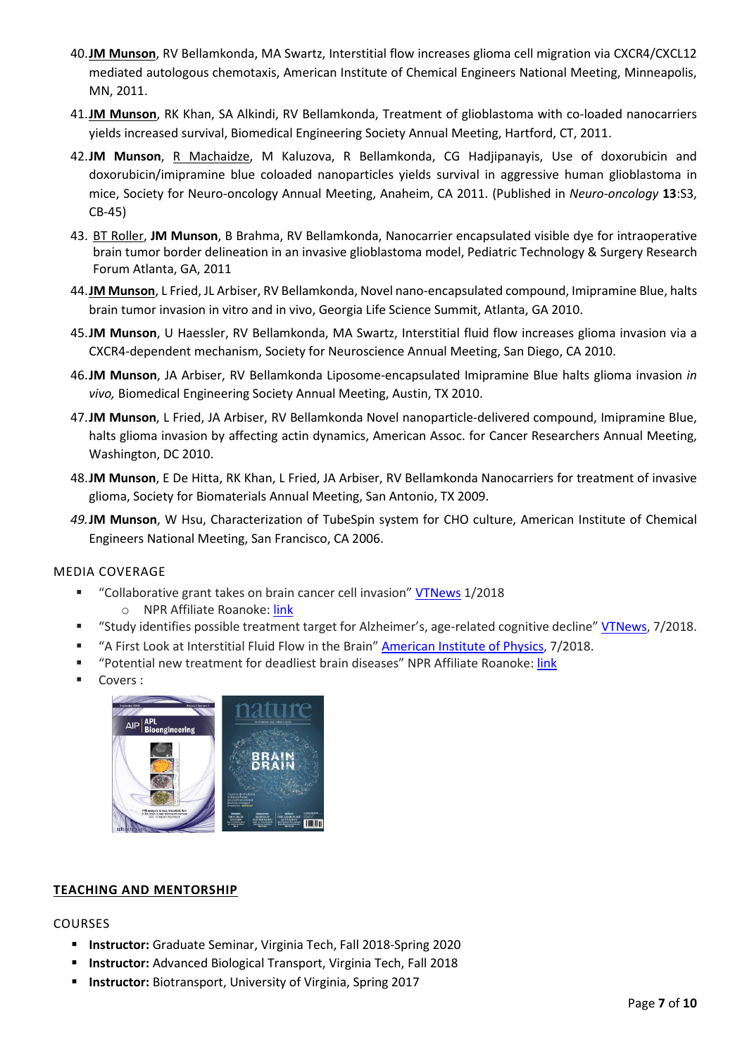40. **JM Munson**, RV Bellamkonda, MA Swartz, Interstitial flow increases glioma cell migration via CXCR4/CXCL12 mediated autologous chemotaxis, American Institute of Chemical Engineers National Meeting, Minneapolis, MN, 2011.
41. **JM Munson**, RK Khan, SA Alkindi, RV Bellamkonda, Treatment of glioblastoma with co-loaded nanocarriers yields increased survival, Biomedical Engineering Society Annual Meeting, Hartford, CT, 2011.
42. **JM Munson**, R Machaidze, M Kaluzova, R Bellamkonda, CG Hadjipanayis, Use of doxorubicin and doxorubicin/imipramine blue coloaded nanoparticles yields survival in aggressive human glioblastoma in mice, Society for Neuro-oncology Annual Meeting, Anaheim, CA 2011. (Published in *Neuro-oncology* **13**:S3, CB-45)
43. BT Roller, **JM Munson**, B Brahma, RV Bellamkonda, Nanocarrier encapsulated visible dye for intraoperative brain tumor border delineation in an invasive glioblastoma model, Pediatric Technology & Surgery Research Forum Atlanta, GA, 2011
44. **JM Munson**, L Fried, JL Arbiser, RV Bellamkonda, Novel nano-encapsulated compound, Imipramine Blue, halts brain tumor invasion in vitro and in vivo, Georgia Life Science Summit, Atlanta, GA 2010.
45. **JM Munson**, U Haessler, RV Bellamkonda, MA Swartz, Interstitial fluid flow increases glioma invasion via a CXCR4-dependent mechanism, Society for Neuroscience Annual Meeting, San Diego, CA 2010.
46. **JM Munson**, JA Arbiser, RV Bellamkonda Liposome-encapsulated Imipramine Blue halts glioma invasion *in vivo,* Biomedical Engineering Society Annual Meeting, Austin, TX 2010.
47. **JM Munson**, L Fried, JA Arbiser, RV Bellamkonda Novel nanoparticle-delivered compound, Imipramine Blue, halts glioma invasion by affecting actin dynamics, American Assoc. for Cancer Researchers Annual Meeting, Washington, DC 2010.
48. **JM Munson**, E De Hitta, RK Khan, L Fried, JA Arbiser, RV Bellamkonda Nanocarriers for treatment of invasive glioma, Society for Biomaterials Annual Meeting, San Antonio, TX 2009.
49. **JM Munson**, W Hsu, Characterization of TubeSpin system for CHO culture, American Institute of Chemical Engineers National Meeting, San Francisco, CA 2006.

MEDIA COVERAGE

- "Collaborative grant takes on brain cancer cell invasion" VTNews 1/2018
  - NPR Affiliate Roanoke: link
- "Study identifies possible treatment target for Alzheimer's, age-related cognitive decline" VTNews, 7/2018.
- "A First Look at Interstitial Fluid Flow in the Brain" American Institute of Physics, 7/2018.
- "Potential new treatment for deadliest brain diseases" NPR Affiliate Roanoke: link
- Covers :

## TEACHING AND MENTORSHIP

COURSES

- **Instructor:** Graduate Seminar, Virginia Tech, Fall 2018-Spring 2020
- **Instructor:** Advanced Biological Transport, Virginia Tech, Fall 2018
- **Instructor:** Biotransport, University of Virginia, Spring 2017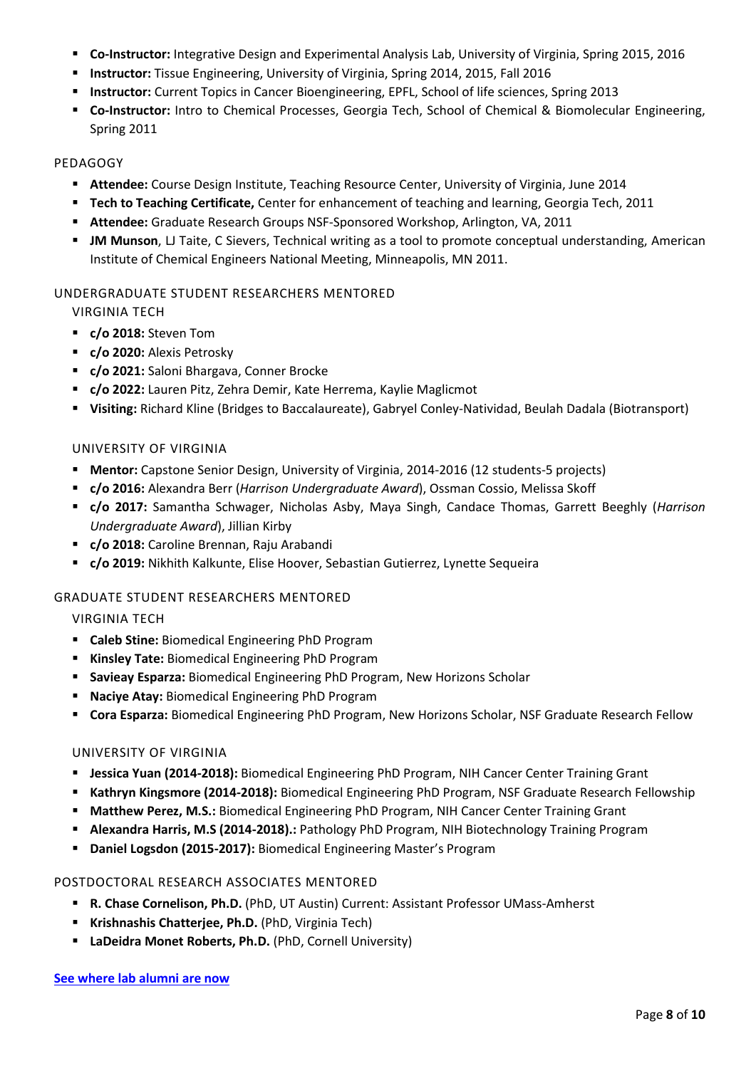- **Co-Instructor:** Integrative Design and Experimental Analysis Lab, University of Virginia, Spring 2015, 2016
- **Instructor:** Tissue Engineering, University of Virginia, Spring 2014, 2015, Fall 2016
- **Instructor:** Current Topics in Cancer Bioengineering, EPFL, School of life sciences, Spring 2013
- **Co-Instructor:** Intro to Chemical Processes, Georgia Tech, School of Chemical & Biomolecular Engineering, Spring 2011

## PEDAGOGY

- **Attendee:** Course Design Institute, Teaching Resource Center, University of Virginia, June 2014
- **Tech to Teaching Certificate,** Center for enhancement of teaching and learning, Georgia Tech, 2011
- **Attendee:** Graduate Research Groups NSF-Sponsored Workshop, Arlington, VA, 2011
- **JM Munson**, LJ Taite, C Sievers, Technical writing as a tool to promote conceptual understanding, American Institute of Chemical Engineers National Meeting, Minneapolis, MN 2011.

## UNDERGRADUATE STUDENT RESEARCHERS MENTORED

### VIRGINIA TECH

- **c/o 2018:** Steven Tom
- **c/o 2020:** Alexis Petrosky
- **c/o 2021:** Saloni Bhargava, Conner Brocke
- **c/o 2022:** Lauren Pitz, Zehra Demir, Kate Herrema, Kaylie Maglicmot
- **Visiting:** Richard Kline (Bridges to Baccalaureate), Gabryel Conley-Natividad, Beulah Dadala (Biotransport)

### UNIVERSITY OF VIRGINIA

- **Mentor:** Capstone Senior Design, University of Virginia, 2014-2016 (12 students-5 projects)
- **c/o 2016:** Alexandra Berr (*Harrison Undergraduate Award*), Ossman Cossio, Melissa Skoff
- **c/o 2017:** Samantha Schwager, Nicholas Asby, Maya Singh, Candace Thomas, Garrett Beeghly (*Harrison Undergraduate Award*), Jillian Kirby
- **c/o 2018:** Caroline Brennan, Raju Arabandi
- **c/o 2019:** Nikhith Kalkunte, Elise Hoover, Sebastian Gutierrez, Lynette Sequeira

## GRADUATE STUDENT RESEARCHERS MENTORED

### VIRGINIA TECH

- **Caleb Stine:** Biomedical Engineering PhD Program
- **Kinsley Tate:** Biomedical Engineering PhD Program
- **Savieay Esparza:** Biomedical Engineering PhD Program, New Horizons Scholar
- **Naciye Atay:** Biomedical Engineering PhD Program
- **Cora Esparza:** Biomedical Engineering PhD Program, New Horizons Scholar, NSF Graduate Research Fellow

### UNIVERSITY OF VIRGINIA

- **Jessica Yuan (2014-2018):** Biomedical Engineering PhD Program, NIH Cancer Center Training Grant
- **Kathryn Kingsmore (2014-2018):** Biomedical Engineering PhD Program, NSF Graduate Research Fellowship
- **Matthew Perez, M.S.:** Biomedical Engineering PhD Program, NIH Cancer Center Training Grant
- **Alexandra Harris, M.S (2014-2018).:** Pathology PhD Program, NIH Biotechnology Training Program
- **Daniel Logsdon (2015-2017):** Biomedical Engineering Master's Program

## POSTDOCTORAL RESEARCH ASSOCIATES MENTORED

- **R. Chase Cornelison, Ph.D.** (PhD, UT Austin) Current: Assistant Professor UMass-Amherst
- **Krishnashis Chatterjee, Ph.D.** (PhD, Virginia Tech)
- **LaDeidra Monet Roberts, Ph.D.** (PhD, Cornell University)

**See where lab alumni are now**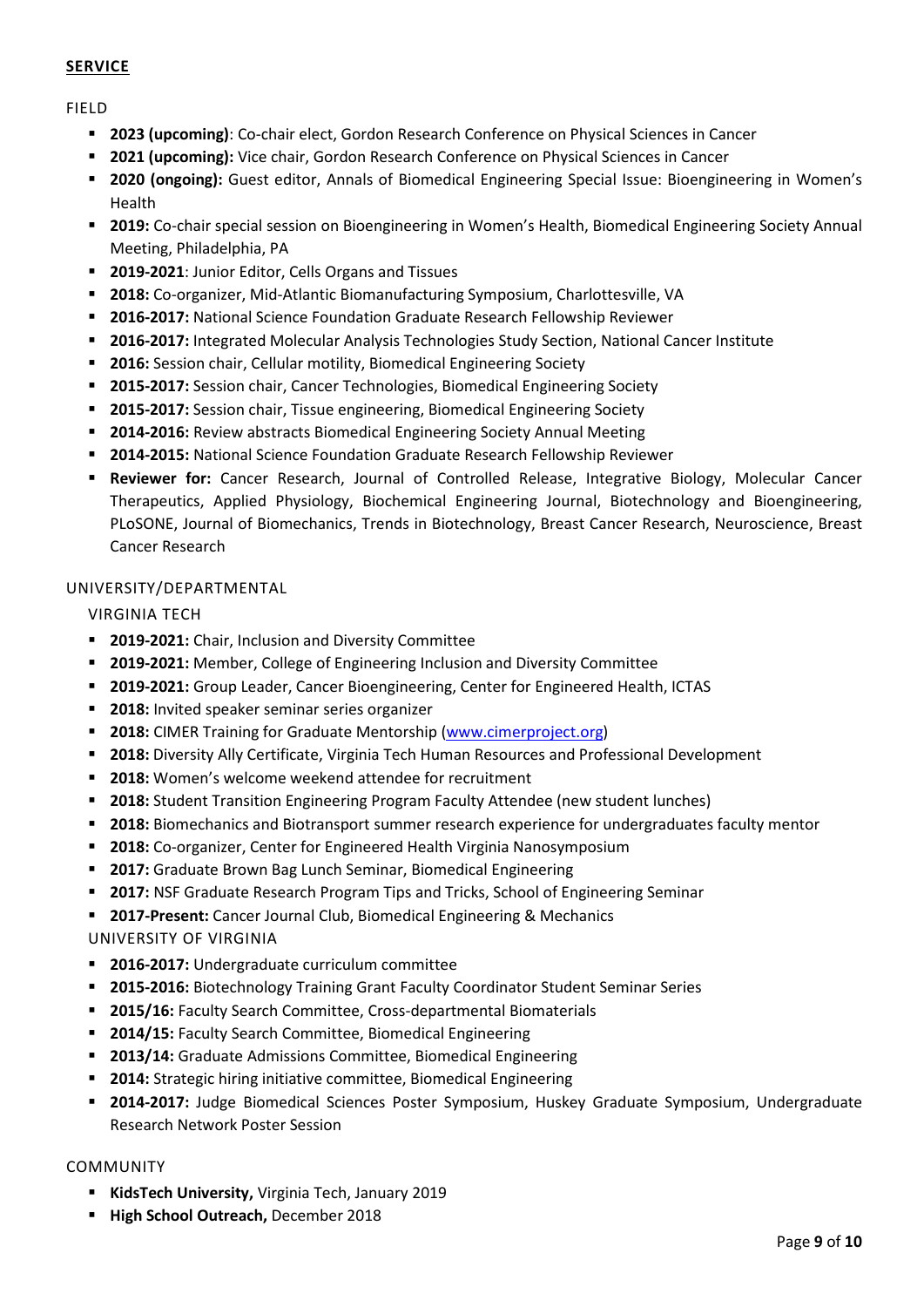## SERVICE

### FIELD

- **2023 (upcoming)**: Co-chair elect, Gordon Research Conference on Physical Sciences in Cancer
- **2021 (upcoming):** Vice chair, Gordon Research Conference on Physical Sciences in Cancer
- **2020 (ongoing):** Guest editor, Annals of Biomedical Engineering Special Issue: Bioengineering in Women's Health
- **2019:** Co-chair special session on Bioengineering in Women's Health, Biomedical Engineering Society Annual Meeting, Philadelphia, PA
- **2019-2021**: Junior Editor, Cells Organs and Tissues
- **2018:** Co-organizer, Mid-Atlantic Biomanufacturing Symposium, Charlottesville, VA
- **2016-2017:** National Science Foundation Graduate Research Fellowship Reviewer
- **2016-2017:** Integrated Molecular Analysis Technologies Study Section, National Cancer Institute
- **2016:** Session chair, Cellular motility, Biomedical Engineering Society
- **2015-2017:** Session chair, Cancer Technologies, Biomedical Engineering Society
- **2015-2017:** Session chair, Tissue engineering, Biomedical Engineering Society
- **2014-2016:** Review abstracts Biomedical Engineering Society Annual Meeting
- **2014-2015:** National Science Foundation Graduate Research Fellowship Reviewer
- **Reviewer for:** Cancer Research, Journal of Controlled Release, Integrative Biology, Molecular Cancer Therapeutics, Applied Physiology, Biochemical Engineering Journal, Biotechnology and Bioengineering, PLoSONE, Journal of Biomechanics, Trends in Biotechnology, Breast Cancer Research, Neuroscience, Breast Cancer Research

### UNIVERSITY/DEPARTMENTAL

#### VIRGINIA TECH

- **2019-2021:** Chair, Inclusion and Diversity Committee
- **2019-2021:** Member, College of Engineering Inclusion and Diversity Committee
- **2019-2021:** Group Leader, Cancer Bioengineering, Center for Engineered Health, ICTAS
- **2018:** Invited speaker seminar series organizer
- **2018:** CIMER Training for Graduate Mentorship (www.cimerproject.org)
- **2018:** Diversity Ally Certificate, Virginia Tech Human Resources and Professional Development
- **2018:** Women's welcome weekend attendee for recruitment
- **2018:** Student Transition Engineering Program Faculty Attendee (new student lunches)
- **2018:** Biomechanics and Biotransport summer research experience for undergraduates faculty mentor
- **2018:** Co-organizer, Center for Engineered Health Virginia Nanosymposium
- **2017:** Graduate Brown Bag Lunch Seminar, Biomedical Engineering
- **2017:** NSF Graduate Research Program Tips and Tricks, School of Engineering Seminar
- **2017-Present:** Cancer Journal Club, Biomedical Engineering & Mechanics

#### UNIVERSITY OF VIRGINIA

- **2016-2017:** Undergraduate curriculum committee
- **2015-2016:** Biotechnology Training Grant Faculty Coordinator Student Seminar Series
- **2015/16:** Faculty Search Committee, Cross-departmental Biomaterials
- **2014/15:** Faculty Search Committee, Biomedical Engineering
- **2013/14:** Graduate Admissions Committee, Biomedical Engineering
- **2014:** Strategic hiring initiative committee, Biomedical Engineering
- **2014-2017:** Judge Biomedical Sciences Poster Symposium, Huskey Graduate Symposium, Undergraduate Research Network Poster Session

### COMMUNITY

- **KidsTech University,** Virginia Tech, January 2019
- **High School Outreach,** December 2018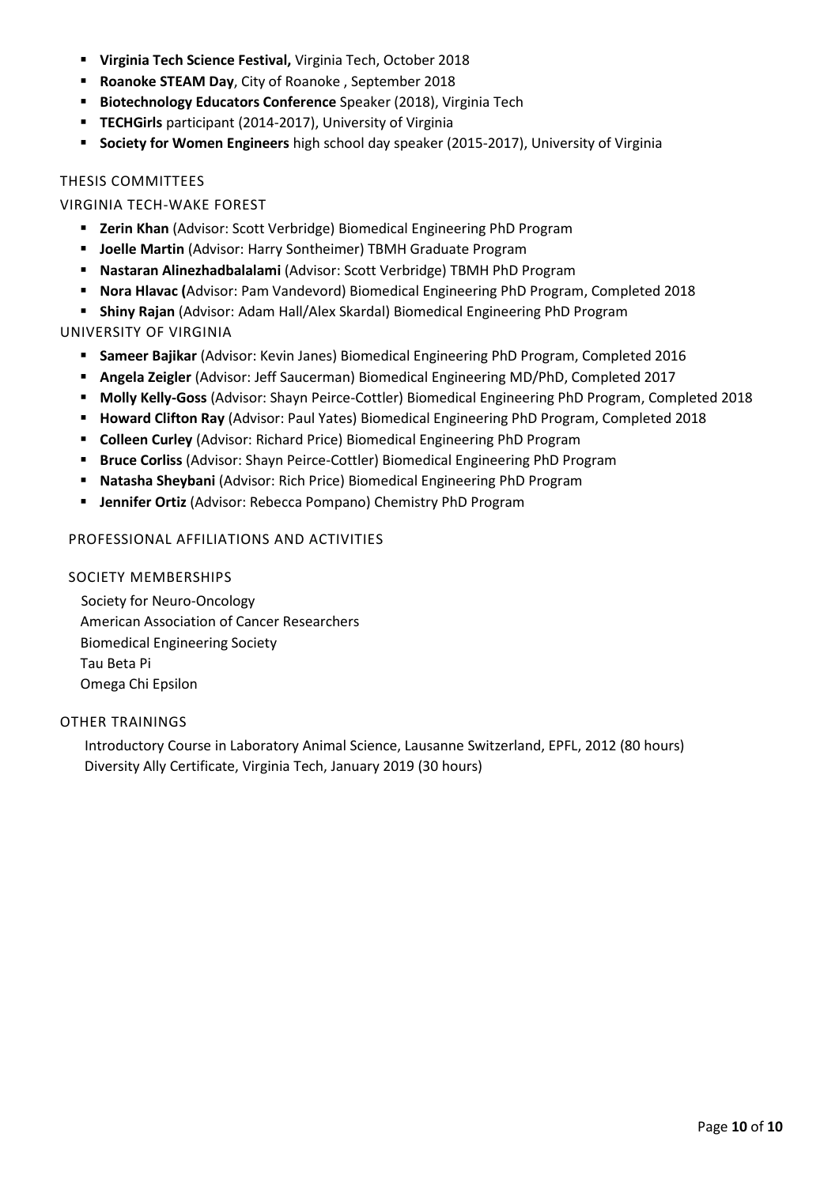- **Virginia Tech Science Festival,** Virginia Tech, October 2018
- **Roanoke STEAM Day**, City of Roanoke , September 2018
- **Biotechnology Educators Conference** Speaker (2018), Virginia Tech
- **TECHGirls** participant (2014-2017), University of Virginia
- **Society for Women Engineers** high school day speaker (2015-2017), University of Virginia

## THESIS COMMITTEES

### VIRGINIA TECH-WAKE FOREST

- **Zerin Khan** (Advisor: Scott Verbridge) Biomedical Engineering PhD Program
- **Joelle Martin** (Advisor: Harry Sontheimer) TBMH Graduate Program
- **Nastaran Alinezhadbalalami** (Advisor: Scott Verbridge) TBMH PhD Program
- **Nora Hlavac (**Advisor: Pam Vandevord) Biomedical Engineering PhD Program, Completed 2018
- **Shiny Rajan** (Advisor: Adam Hall/Alex Skardal) Biomedical Engineering PhD Program

### UNIVERSITY OF VIRGINIA

- **Sameer Bajikar** (Advisor: Kevin Janes) Biomedical Engineering PhD Program, Completed 2016
- **Angela Zeigler** (Advisor: Jeff Saucerman) Biomedical Engineering MD/PhD, Completed 2017
- **Molly Kelly-Goss** (Advisor: Shayn Peirce-Cottler) Biomedical Engineering PhD Program, Completed 2018
- **Howard Clifton Ray** (Advisor: Paul Yates) Biomedical Engineering PhD Program, Completed 2018
- **Colleen Curley** (Advisor: Richard Price) Biomedical Engineering PhD Program
- **Bruce Corliss** (Advisor: Shayn Peirce-Cottler) Biomedical Engineering PhD Program
- **Natasha Sheybani** (Advisor: Rich Price) Biomedical Engineering PhD Program
- **Jennifer Ortiz** (Advisor: Rebecca Pompano) Chemistry PhD Program

## PROFESSIONAL AFFILIATIONS AND ACTIVITIES

### SOCIETY MEMBERSHIPS

Society for Neuro-Oncology
American Association of Cancer Researchers
Biomedical Engineering Society
Tau Beta Pi
Omega Chi Epsilon

### OTHER TRAININGS

Introductory Course in Laboratory Animal Science, Lausanne Switzerland, EPFL, 2012 (80 hours)
Diversity Ally Certificate, Virginia Tech, January 2019 (30 hours)